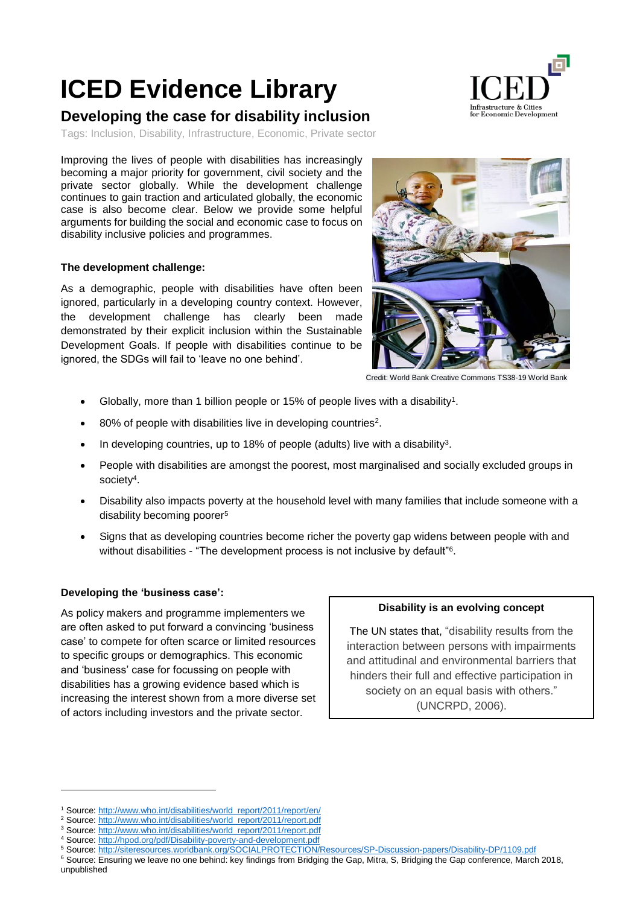# ICED Evidence Library

## Developing the case for disability inclusion

Tags: Inclusion, Disability, Infrastructure, Economic, Private sector

Improving the lives of people with disabilities has increasingly becoming a major priority for government, civil society and the private sector globally. While the development challenge continues to gain traction and articulated globally, the economic case is also become clear. Below we provide some helpful arguments for building the social and economic case to focus on disability inclusive policies and programmes.

**The development challenge:**

As a demographic, people with disabilities have often been ignored, particularly in a developing country context. However, the development challenge has clearly been made demonstrated by their explicit inclusion within the Sustainable Development Goals. If people with disabilities continue to be ignored, the SDGs will fail to 'leave no one behind'.

Credit: World Bank Creative Commons TS38-19 World Bank

- Globally, more than 1 billion people or 15% of people lives with a disability[1].
- 80% of people with disabilities live in developing countries[2].
- In developing countries, up to 18% of people (adults) live with a disability[3].
- People with disabilities are amongst the poorest, most marginalised and socially excluded groups in society[4].
- Disability also impacts poverty at the household level with many families that include someone with a disability becoming poorer[5]
- Signs that as developing countries become richer the poverty gap widens between people with and without disabilities - "The development process is not inclusive by default"[6].

**Developing the 'business case':**

As policy makers and programme implementers we are often asked to put forward a convincing 'business case' to compete for often scarce or limited resources to specific groups or demographics. This economic and 'business' case for focussing on people with disabilities has a growing evidence based which is increasing the interest shown from a more diverse set of actors including investors and the private sector.

> **Disability is an evolving concept**
>
> The UN states that, "disability results from the interaction between persons with impairments and attitudinal and environmental barriers that hinders their full and effective participation in society on an equal basis with others." (UNCRPD, 2006).

---

[1] Source: http://www.who.int/disabilities/world_report/2011/report/en/
[2] Source: http://www.who.int/disabilities/world_report/2011/report.pdf
[3] Source: http://www.who.int/disabilities/world_report/2011/report.pdf
[4] Source: http://hpod.org/pdf/Disability-poverty-and-development.pdf
[5] Source: http://siteresources.worldbank.org/SOCIALPROTECTION/Resources/SP-Discussion-papers/Disability-DP/1109.pdf
[6] Source: Ensuring we leave no one behind: key findings from Bridging the Gap, Mitra, S, Bridging the Gap conference, March 2018, unpublished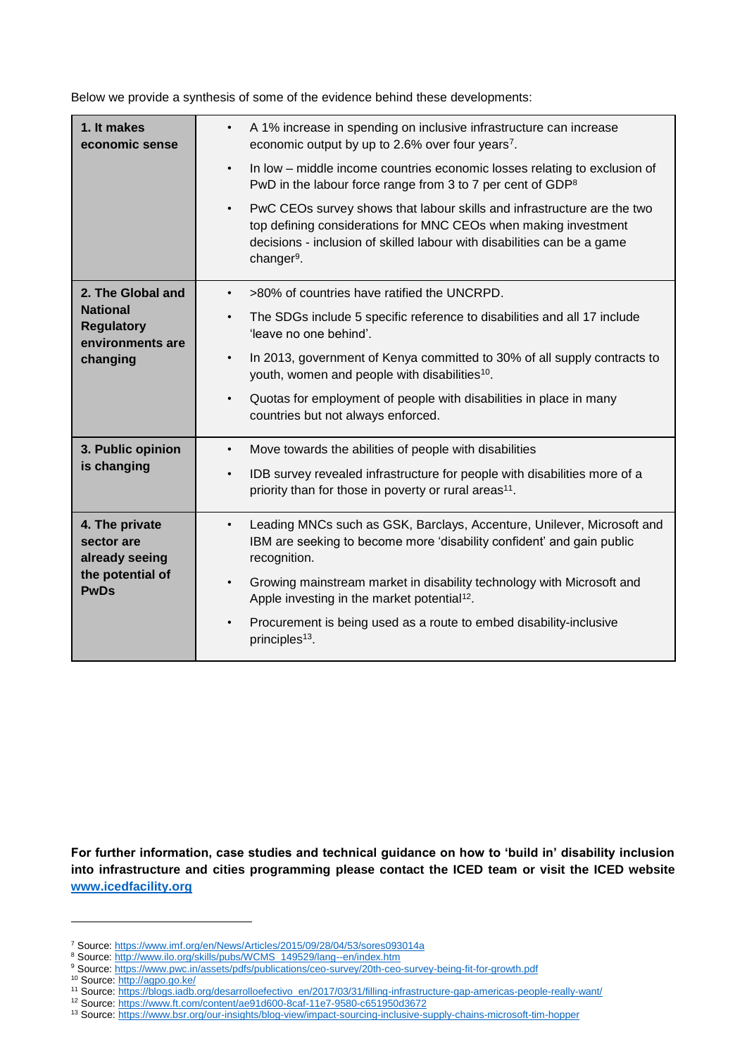Below we provide a synthesis of some of the evidence behind these developments:

| | |
|---|---|
| **1. It makes economic sense** | • A 1% increase in spending on inclusive infrastructure can increase economic output by up to 2.6% over four years[7].<br>• In low – middle income countries economic losses relating to exclusion of PwD in the labour force range from 3 to 7 per cent of GDP[8]<br>• PwC CEOs survey shows that labour skills and infrastructure are the two top defining considerations for MNC CEOs when making investment decisions - inclusion of skilled labour with disabilities can be a game changer[9]. |
| **2. The Global and National Regulatory environments are changing** | • >80% of countries have ratified the UNCRPD.<br>• The SDGs include 5 specific reference to disabilities and all 17 include 'leave no one behind'.<br>• In 2013, government of Kenya committed to 30% of all supply contracts to youth, women and people with disabilities[10].<br>• Quotas for employment of people with disabilities in place in many countries but not always enforced. |
| **3. Public opinion is changing** | • Move towards the abilities of people with disabilities<br>• IDB survey revealed infrastructure for people with disabilities more of a priority than for those in poverty or rural areas[11]. |
| **4. The private sector are already seeing the potential of PwDs** | • Leading MNCs such as GSK, Barclays, Accenture, Unilever, Microsoft and IBM are seeking to become more 'disability confident' and gain public recognition.<br>• Growing mainstream market in disability technology with Microsoft and Apple investing in the market potential[12].<br>• Procurement is being used as a route to embed disability-inclusive principles[13]. |

**For further information, case studies and technical guidance on how to 'build in' disability inclusion into infrastructure and cities programming please contact the ICED team or visit the ICED website [www.icedfacility.org](http://www.icedfacility.org)**

---

[7] Source: https://www.imf.org/en/News/Articles/2015/09/28/04/53/sores093014a

[8] Source: http://www.ilo.org/skills/pubs/WCMS_149529/lang--en/index.htm

[9] Source: https://www.pwc.in/assets/pdfs/publications/ceo-survey/20th-ceo-survey-being-fit-for-growth.pdf

[10] Source: http://agpo.go.ke/

[11] Source: https://blogs.iadb.org/desarrolloefectivo_en/2017/03/31/filling-infrastructure-gap-americas-people-really-want/

[12] Source: https://www.ft.com/content/ae91d600-8caf-11e7-9580-c651950d3672

[13] Source: https://www.bsr.org/our-insights/blog-view/impact-sourcing-inclusive-supply-chains-microsoft-tim-hopper